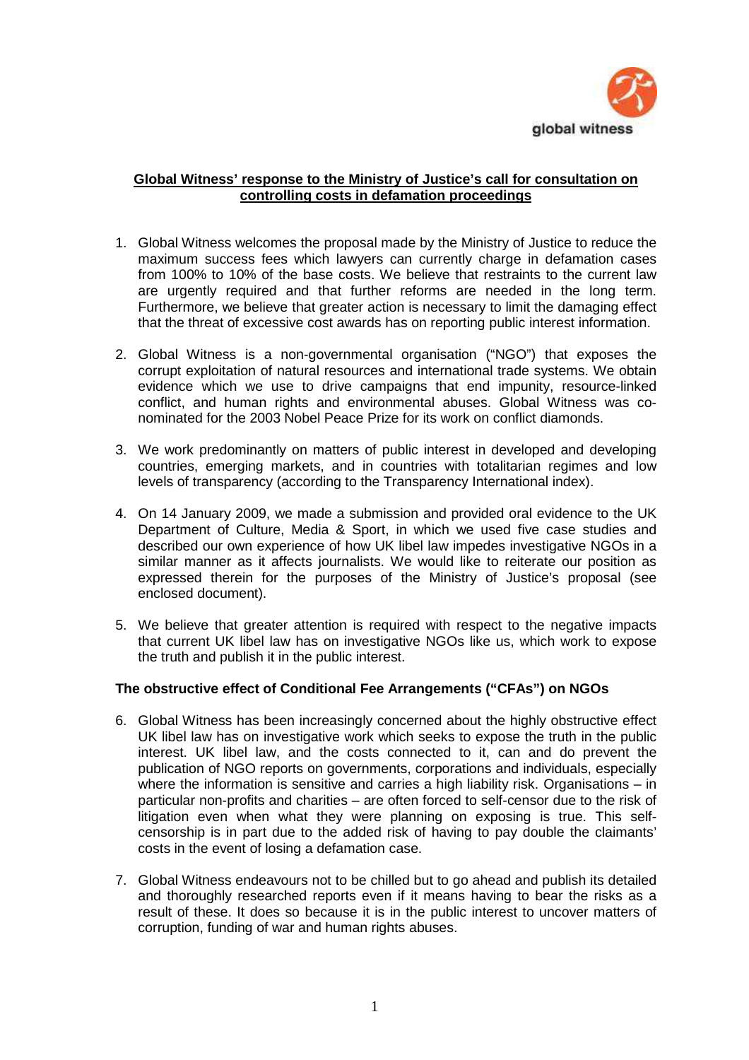global witness

**Global Witness' response to the Ministry of Justice's call for consultation on controlling costs in defamation proceedings**

1. Global Witness welcomes the proposal made by the Ministry of Justice to reduce the maximum success fees which lawyers can currently charge in defamation cases from 100% to 10% of the base costs. We believe that restraints to the current law are urgently required and that further reforms are needed in the long term. Furthermore, we believe that greater action is necessary to limit the damaging effect that the threat of excessive cost awards has on reporting public interest information.

2. Global Witness is a non-governmental organisation ("NGO") that exposes the corrupt exploitation of natural resources and international trade systems. We obtain evidence which we use to drive campaigns that end impunity, resource-linked conflict, and human rights and environmental abuses. Global Witness was co-nominated for the 2003 Nobel Peace Prize for its work on conflict diamonds.

3. We work predominantly on matters of public interest in developed and developing countries, emerging markets, and in countries with totalitarian regimes and low levels of transparency (according to the Transparency International index).

4. On 14 January 2009, we made a submission and provided oral evidence to the UK Department of Culture, Media & Sport, in which we used five case studies and described our own experience of how UK libel law impedes investigative NGOs in a similar manner as it affects journalists. We would like to reiterate our position as expressed therein for the purposes of the Ministry of Justice's proposal (see enclosed document).

5. We believe that greater attention is required with respect to the negative impacts that current UK libel law has on investigative NGOs like us, which work to expose the truth and publish it in the public interest.

**The obstructive effect of Conditional Fee Arrangements ("CFAs") on NGOs**

6. Global Witness has been increasingly concerned about the highly obstructive effect UK libel law has on investigative work which seeks to expose the truth in the public interest. UK libel law, and the costs connected to it, can and do prevent the publication of NGO reports on governments, corporations and individuals, especially where the information is sensitive and carries a high liability risk. Organisations – in particular non-profits and charities – are often forced to self-censor due to the risk of litigation even when what they were planning on exposing is true. This self-censorship is in part due to the added risk of having to pay double the claimants' costs in the event of losing a defamation case.

7. Global Witness endeavours not to be chilled but to go ahead and publish its detailed and thoroughly researched reports even if it means having to bear the risks as a result of these. It does so because it is in the public interest to uncover matters of corruption, funding of war and human rights abuses.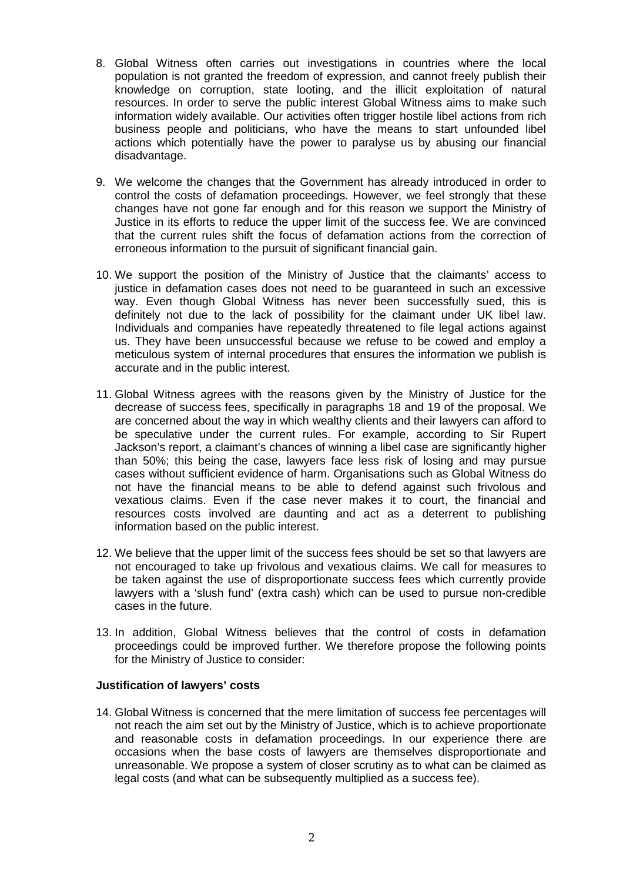8. Global Witness often carries out investigations in countries where the local population is not granted the freedom of expression, and cannot freely publish their knowledge on corruption, state looting, and the illicit exploitation of natural resources. In order to serve the public interest Global Witness aims to make such information widely available. Our activities often trigger hostile libel actions from rich business people and politicians, who have the means to start unfounded libel actions which potentially have the power to paralyse us by abusing our financial disadvantage.

9. We welcome the changes that the Government has already introduced in order to control the costs of defamation proceedings. However, we feel strongly that these changes have not gone far enough and for this reason we support the Ministry of Justice in its efforts to reduce the upper limit of the success fee. We are convinced that the current rules shift the focus of defamation actions from the correction of erroneous information to the pursuit of significant financial gain.

10. We support the position of the Ministry of Justice that the claimants' access to justice in defamation cases does not need to be guaranteed in such an excessive way. Even though Global Witness has never been successfully sued, this is definitely not due to the lack of possibility for the claimant under UK libel law. Individuals and companies have repeatedly threatened to file legal actions against us. They have been unsuccessful because we refuse to be cowed and employ a meticulous system of internal procedures that ensures the information we publish is accurate and in the public interest.

11. Global Witness agrees with the reasons given by the Ministry of Justice for the decrease of success fees, specifically in paragraphs 18 and 19 of the proposal. We are concerned about the way in which wealthy clients and their lawyers can afford to be speculative under the current rules. For example, according to Sir Rupert Jackson's report, a claimant's chances of winning a libel case are significantly higher than 50%; this being the case, lawyers face less risk of losing and may pursue cases without sufficient evidence of harm. Organisations such as Global Witness do not have the financial means to be able to defend against such frivolous and vexatious claims. Even if the case never makes it to court, the financial and resources costs involved are daunting and act as a deterrent to publishing information based on the public interest.

12. We believe that the upper limit of the success fees should be set so that lawyers are not encouraged to take up frivolous and vexatious claims. We call for measures to be taken against the use of disproportionate success fees which currently provide lawyers with a 'slush fund' (extra cash) which can be used to pursue non-credible cases in the future.

13. In addition, Global Witness believes that the control of costs in defamation proceedings could be improved further. We therefore propose the following points for the Ministry of Justice to consider:

**Justification of lawyers' costs**

14. Global Witness is concerned that the mere limitation of success fee percentages will not reach the aim set out by the Ministry of Justice, which is to achieve proportionate and reasonable costs in defamation proceedings. In our experience there are occasions when the base costs of lawyers are themselves disproportionate and unreasonable. We propose a system of closer scrutiny as to what can be claimed as legal costs (and what can be subsequently multiplied as a success fee).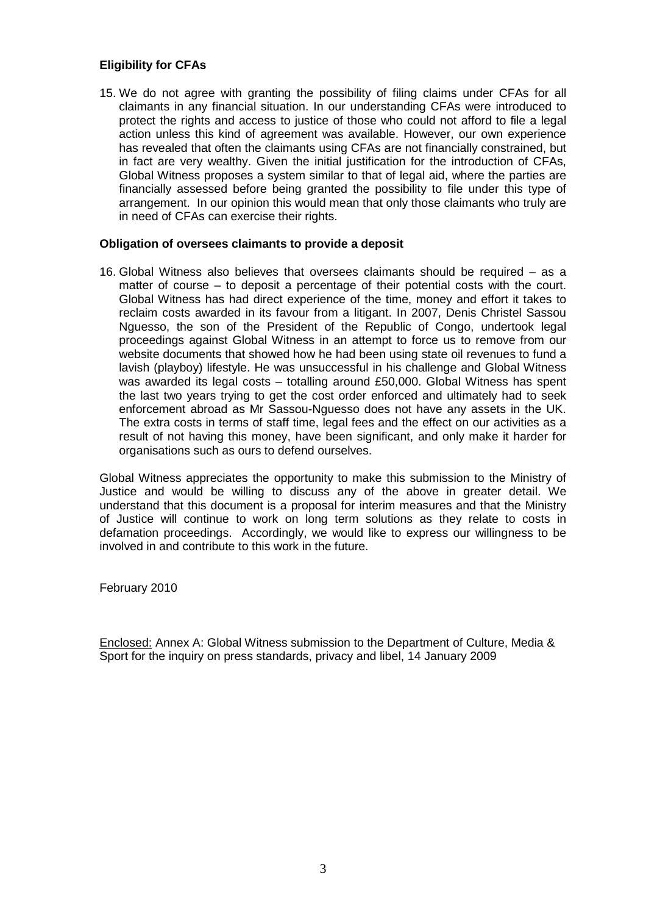**Eligibility for CFAs**

15. We do not agree with granting the possibility of filing claims under CFAs for all claimants in any financial situation. In our understanding CFAs were introduced to protect the rights and access to justice of those who could not afford to file a legal action unless this kind of agreement was available. However, our own experience has revealed that often the claimants using CFAs are not financially constrained, but in fact are very wealthy. Given the initial justification for the introduction of CFAs, Global Witness proposes a system similar to that of legal aid, where the parties are financially assessed before being granted the possibility to file under this type of arrangement. In our opinion this would mean that only those claimants who truly are in need of CFAs can exercise their rights.

**Obligation of oversees claimants to provide a deposit**

16. Global Witness also believes that oversees claimants should be required – as a matter of course – to deposit a percentage of their potential costs with the court. Global Witness has had direct experience of the time, money and effort it takes to reclaim costs awarded in its favour from a litigant. In 2007, Denis Christel Sassou Nguesso, the son of the President of the Republic of Congo, undertook legal proceedings against Global Witness in an attempt to force us to remove from our website documents that showed how he had been using state oil revenues to fund a lavish (playboy) lifestyle. He was unsuccessful in his challenge and Global Witness was awarded its legal costs – totalling around £50,000. Global Witness has spent the last two years trying to get the cost order enforced and ultimately had to seek enforcement abroad as Mr Sassou-Nguesso does not have any assets in the UK. The extra costs in terms of staff time, legal fees and the effect on our activities as a result of not having this money, have been significant, and only make it harder for organisations such as ours to defend ourselves.

Global Witness appreciates the opportunity to make this submission to the Ministry of Justice and would be willing to discuss any of the above in greater detail. We understand that this document is a proposal for interim measures and that the Ministry of Justice will continue to work on long term solutions as they relate to costs in defamation proceedings. Accordingly, we would like to express our willingness to be involved in and contribute to this work in the future.

February 2010

Enclosed: Annex A: Global Witness submission to the Department of Culture, Media & Sport for the inquiry on press standards, privacy and libel, 14 January 2009